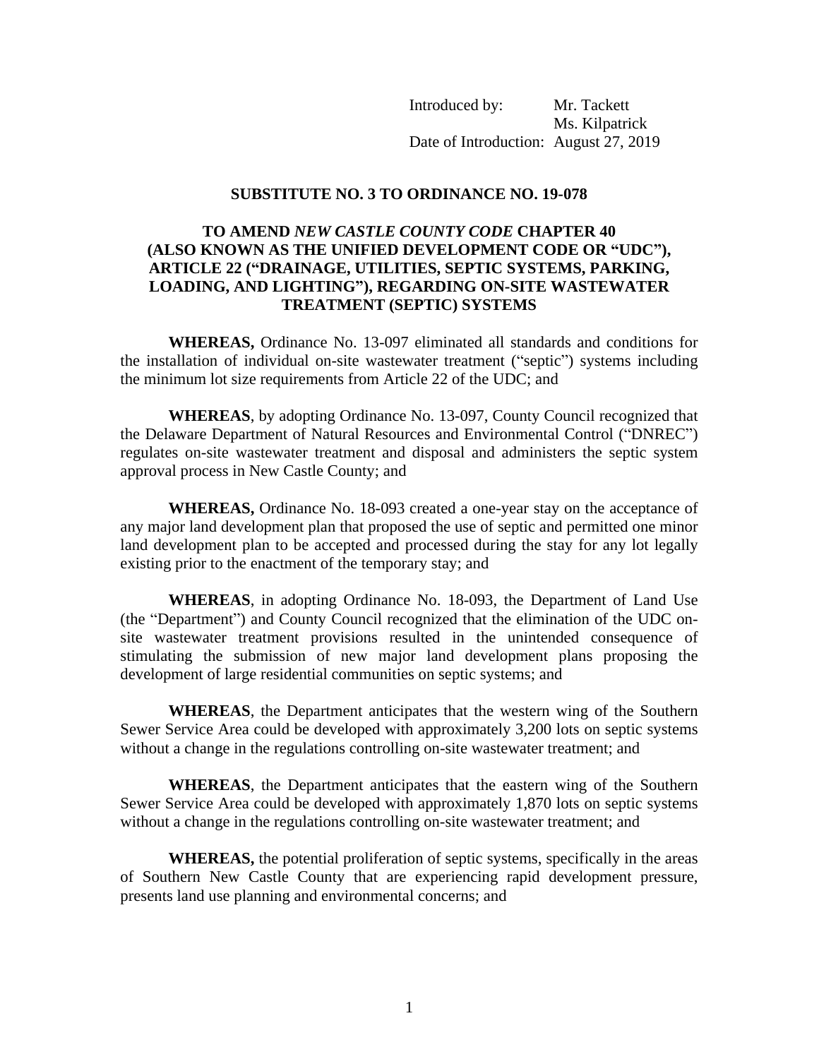Introduced by: Mr. Tackett
Ms. Kilpatrick
Date of Introduction: August 27, 2019

**SUBSTITUTE NO. 3 TO ORDINANCE NO. 19-078**

**TO AMEND *NEW CASTLE COUNTY CODE* CHAPTER 40 (ALSO KNOWN AS THE UNIFIED DEVELOPMENT CODE OR "UDC"), ARTICLE 22 ("DRAINAGE, UTILITIES, SEPTIC SYSTEMS, PARKING, LOADING, AND LIGHTING"), REGARDING ON-SITE WASTEWATER TREATMENT (SEPTIC) SYSTEMS**

**WHEREAS,** Ordinance No. 13-097 eliminated all standards and conditions for the installation of individual on-site wastewater treatment ("septic") systems including the minimum lot size requirements from Article 22 of the UDC; and

**WHEREAS**, by adopting Ordinance No. 13-097, County Council recognized that the Delaware Department of Natural Resources and Environmental Control ("DNREC") regulates on-site wastewater treatment and disposal and administers the septic system approval process in New Castle County; and

**WHEREAS,** Ordinance No. 18-093 created a one-year stay on the acceptance of any major land development plan that proposed the use of septic and permitted one minor land development plan to be accepted and processed during the stay for any lot legally existing prior to the enactment of the temporary stay; and

**WHEREAS**, in adopting Ordinance No. 18-093, the Department of Land Use (the "Department") and County Council recognized that the elimination of the UDC on-site wastewater treatment provisions resulted in the unintended consequence of stimulating the submission of new major land development plans proposing the development of large residential communities on septic systems; and

**WHEREAS**, the Department anticipates that the western wing of the Southern Sewer Service Area could be developed with approximately 3,200 lots on septic systems without a change in the regulations controlling on-site wastewater treatment; and

**WHEREAS**, the Department anticipates that the eastern wing of the Southern Sewer Service Area could be developed with approximately 1,870 lots on septic systems without a change in the regulations controlling on-site wastewater treatment; and

**WHEREAS,** the potential proliferation of septic systems, specifically in the areas of Southern New Castle County that are experiencing rapid development pressure, presents land use planning and environmental concerns; and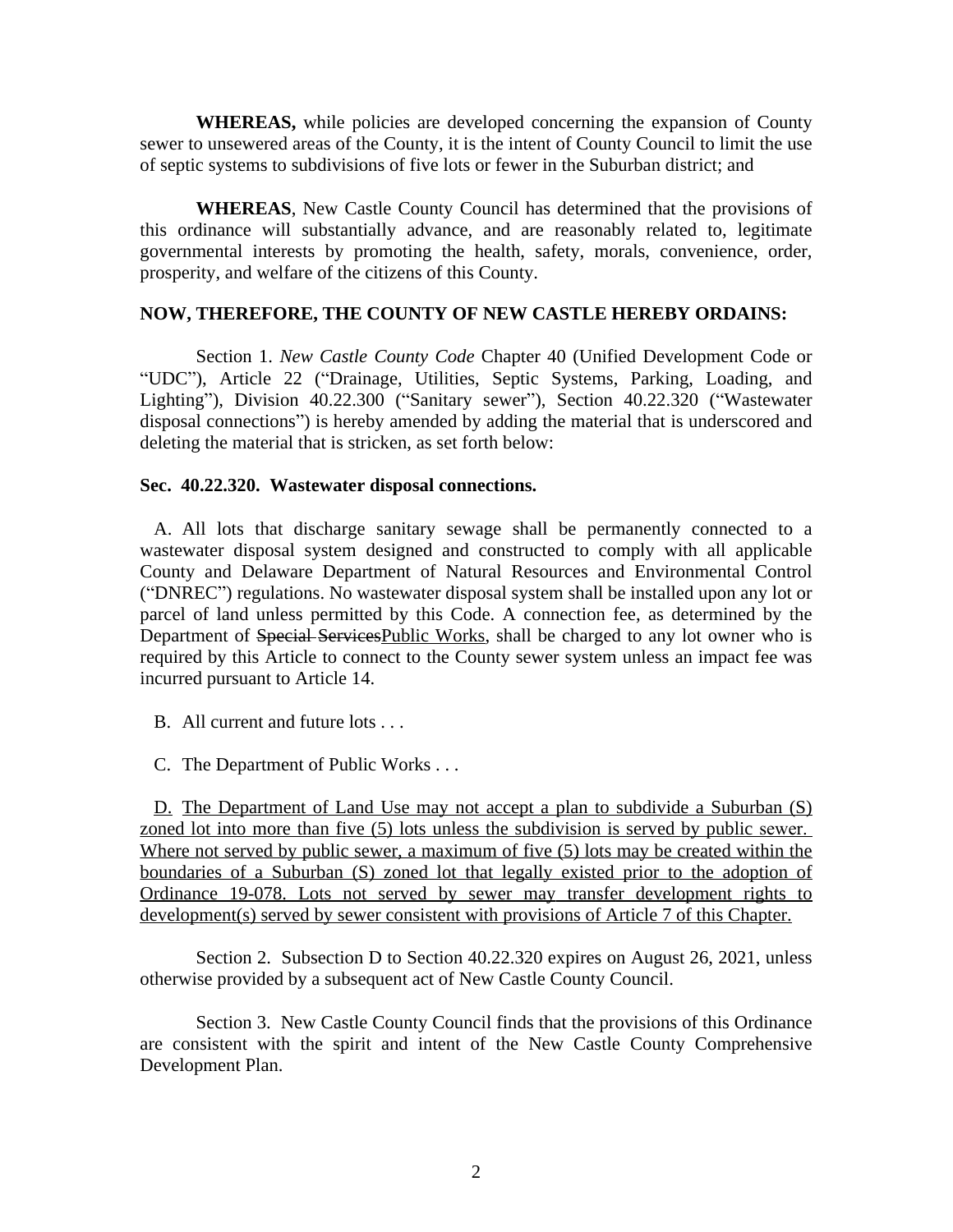**WHEREAS,** while policies are developed concerning the expansion of County sewer to unsewered areas of the County, it is the intent of County Council to limit the use of septic systems to subdivisions of five lots or fewer in the Suburban district; and

**WHEREAS**, New Castle County Council has determined that the provisions of this ordinance will substantially advance, and are reasonably related to, legitimate governmental interests by promoting the health, safety, morals, convenience, order, prosperity, and welfare of the citizens of this County.

**NOW, THEREFORE, THE COUNTY OF NEW CASTLE HEREBY ORDAINS:**

Section 1. *New Castle County Code* Chapter 40 (Unified Development Code or "UDC"), Article 22 ("Drainage, Utilities, Septic Systems, Parking, Loading, and Lighting"), Division 40.22.300 ("Sanitary sewer"), Section 40.22.320 ("Wastewater disposal connections") is hereby amended by adding the material that is underscored and deleting the material that is stricken, as set forth below:

**Sec. 40.22.320. Wastewater disposal connections.**

A. All lots that discharge sanitary sewage shall be permanently connected to a wastewater disposal system designed and constructed to comply with all applicable County and Delaware Department of Natural Resources and Environmental Control ("DNREC") regulations. No wastewater disposal system shall be installed upon any lot or parcel of land unless permitted by this Code. A connection fee, as determined by the Department of ~~Special Services~~<u>Public Works</u>, shall be charged to any lot owner who is required by this Article to connect to the County sewer system unless an impact fee was incurred pursuant to Article 14.

B. All current and future lots . . .

C. The Department of Public Works . . .

<u>D. The Department of Land Use may not accept a plan to subdivide a Suburban (S) zoned lot into more than five (5) lots unless the subdivision is served by public sewer. Where not served by public sewer, a maximum of five (5) lots may be created within the boundaries of a Suburban (S) zoned lot that legally existed prior to the adoption of Ordinance 19-078. Lots not served by sewer may transfer development rights to development(s) served by sewer consistent with provisions of Article 7 of this Chapter.</u>

Section 2. Subsection D to Section 40.22.320 expires on August 26, 2021, unless otherwise provided by a subsequent act of New Castle County Council.

Section 3. New Castle County Council finds that the provisions of this Ordinance are consistent with the spirit and intent of the New Castle County Comprehensive Development Plan.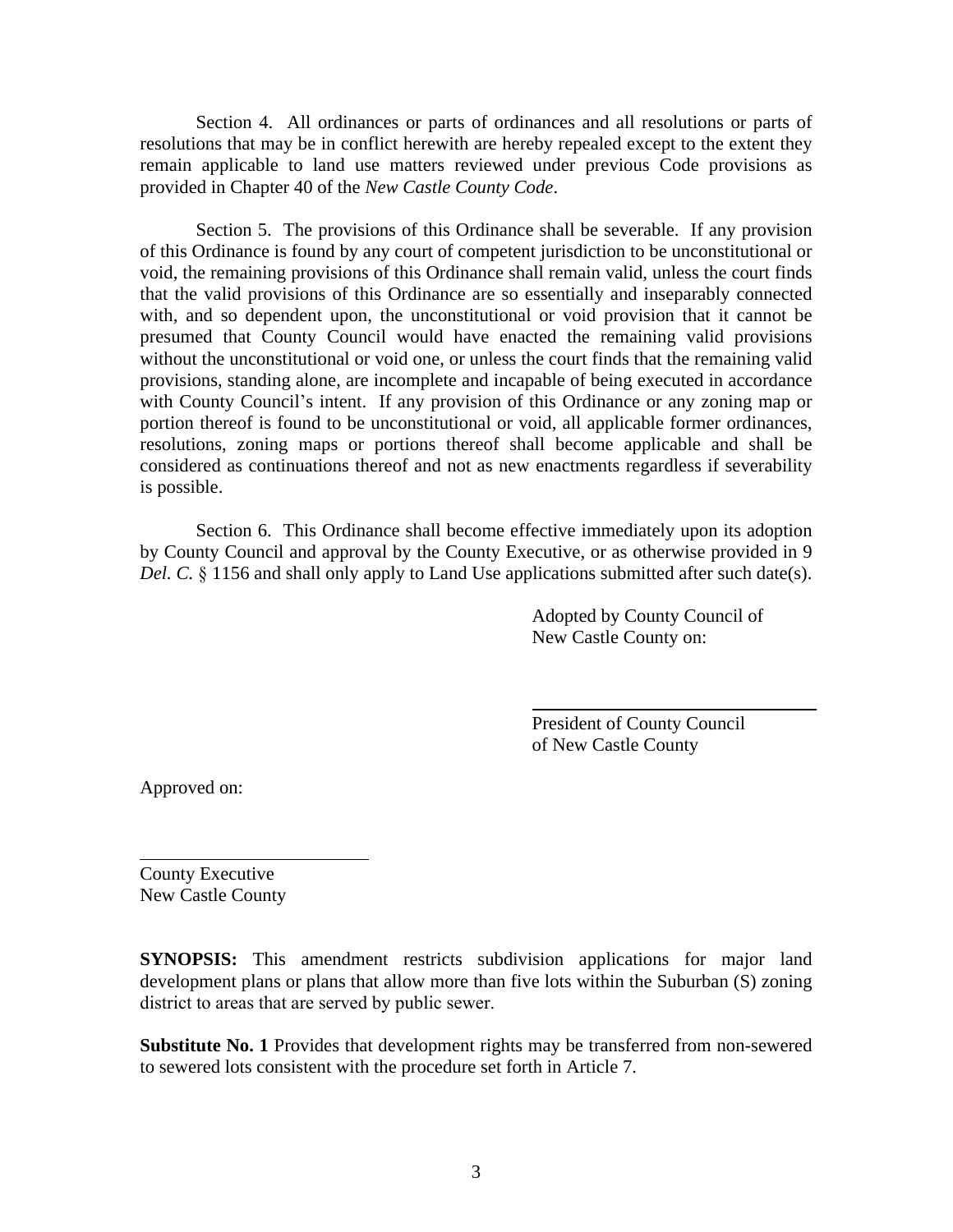Section 4. All ordinances or parts of ordinances and all resolutions or parts of resolutions that may be in conflict herewith are hereby repealed except to the extent they remain applicable to land use matters reviewed under previous Code provisions as provided in Chapter 40 of the *New Castle County Code*.

Section 5. The provisions of this Ordinance shall be severable. If any provision of this Ordinance is found by any court of competent jurisdiction to be unconstitutional or void, the remaining provisions of this Ordinance shall remain valid, unless the court finds that the valid provisions of this Ordinance are so essentially and inseparably connected with, and so dependent upon, the unconstitutional or void provision that it cannot be presumed that County Council would have enacted the remaining valid provisions without the unconstitutional or void one, or unless the court finds that the remaining valid provisions, standing alone, are incomplete and incapable of being executed in accordance with County Council's intent. If any provision of this Ordinance or any zoning map or portion thereof is found to be unconstitutional or void, all applicable former ordinances, resolutions, zoning maps or portions thereof shall become applicable and shall be considered as continuations thereof and not as new enactments regardless if severability is possible.

Section 6. This Ordinance shall become effective immediately upon its adoption by County Council and approval by the County Executive, or as otherwise provided in 9 *Del. C.* § 1156 and shall only apply to Land Use applications submitted after such date(s).

Adopted by County Council of
New Castle County on:

\_\_\_\_\_\_\_\_\_\_\_\_\_\_\_\_\_\_\_\_\_\_\_\_\_\_\_\_\_\_
President of County Council
of New Castle County

Approved on:

\_\_\_\_\_\_\_\_\_\_\_\_\_\_\_\_\_\_\_\_\_\_\_\_\_\_\_\_\_\_
County Executive
New Castle County

**SYNOPSIS:** This amendment restricts subdivision applications for major land development plans or plans that allow more than five lots within the Suburban (S) zoning district to areas that are served by public sewer.

**Substitute No. 1** Provides that development rights may be transferred from non-sewered to sewered lots consistent with the procedure set forth in Article 7.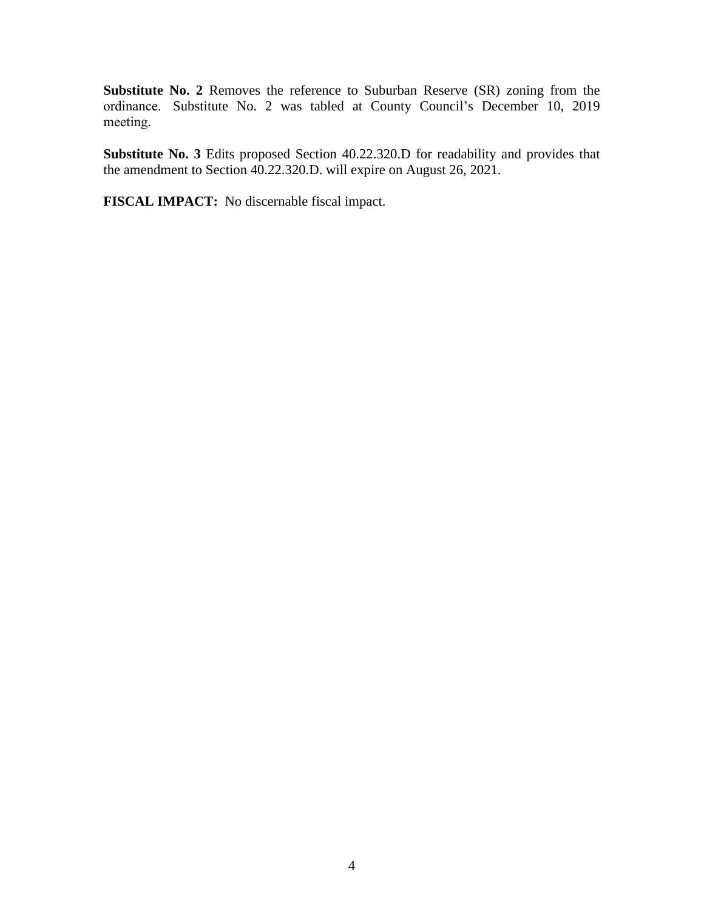**Substitute No. 2** Removes the reference to Suburban Reserve (SR) zoning from the ordinance. Substitute No. 2 was tabled at County Council's December 10, 2019 meeting.

**Substitute No. 3** Edits proposed Section 40.22.320.D for readability and provides that the amendment to Section 40.22.320.D. will expire on August 26, 2021.

**FISCAL IMPACT:** No discernable fiscal impact.